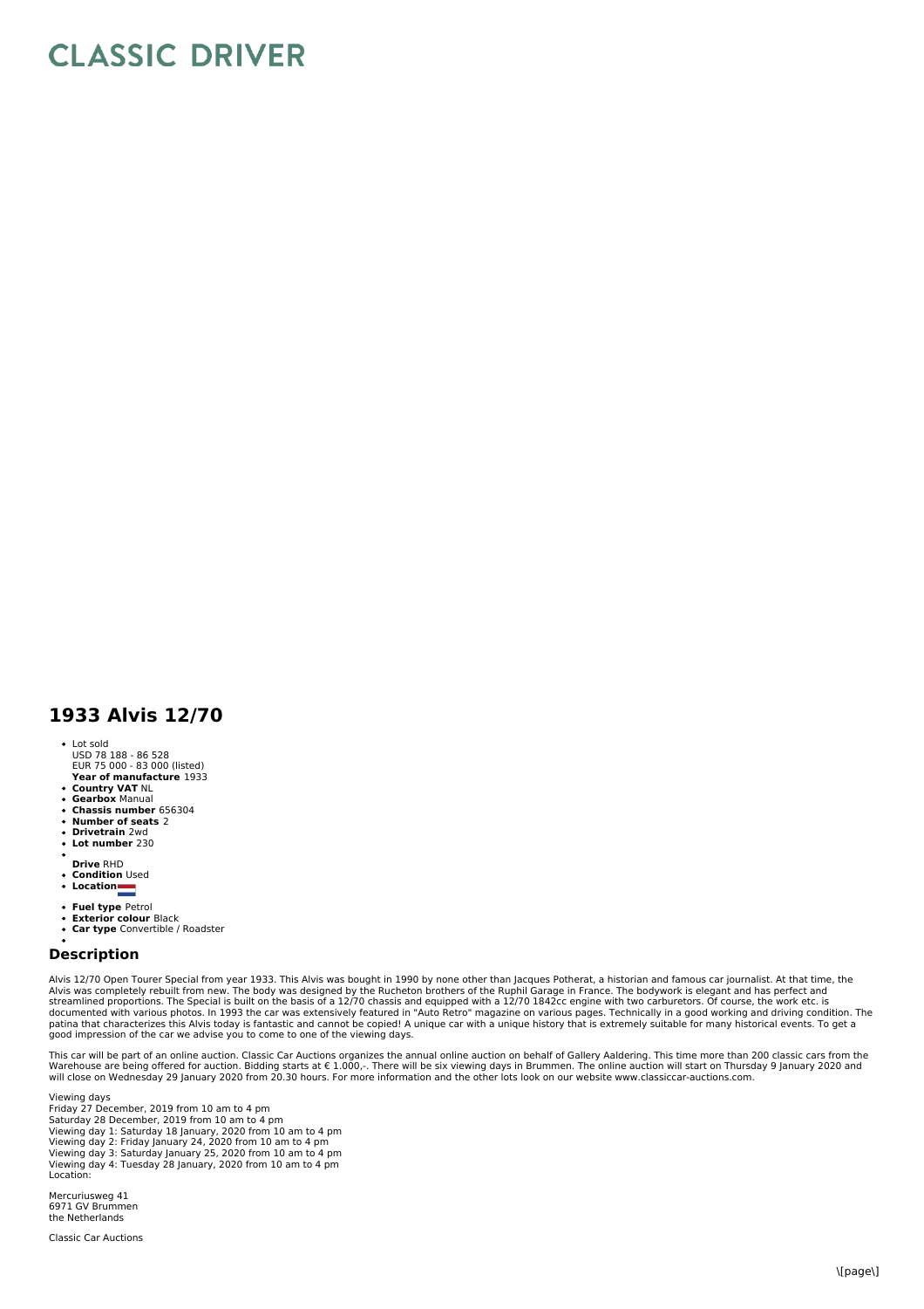# CLASSIC DRIVER

## 1933 Alvis 12/70

- Lot sold  
  USD 78 188 - 86 528  
  EUR 75 000 - 83 000 (listed)  
  **Year of manufacture** 1933
- **Country VAT** NL
- **Gearbox** Manual
- **Chassis number** 656304
- **Number of seats** 2
- **Drivetrain** 2wd
- **Lot number** 230
- **Drive** RHD
- **Condition** Used
- **Location**
- **Fuel type** Petrol
- **Exterior colour** Black
- **Car type** Convertible / Roadster

## Description

Alvis 12/70 Open Tourer Special from year 1933. This Alvis was bought in 1990 by none other than Jacques Potherat, a historian and famous car journalist. At that time, the Alvis was completely rebuilt from new. The body was designed by the Rucheton brothers of the Ruphil Garage in France. The bodywork is elegant and has perfect and streamlined proportions. The Special is built on the basis of a 12/70 chassis and equipped with a 12/70 1842cc engine with two carburetors. Of course, the work etc. is documented with various photos. In 1993 the car was extensively featured in "Auto Retro" magazine on various pages. Technically in a good working and driving condition. The patina that characterizes this Alvis today is fantastic and cannot be copied! A unique car with a unique history that is extremely suitable for many historical events. To get a good impression of the car we advise you to come to one of the viewing days.

This car will be part of an online auction. Classic Car Auctions organizes the annual online auction on behalf of Gallery Aaldering. This time more than 200 classic cars from the Warehouse are being offered for auction. Bidding starts at € 1.000,-. There will be six viewing days in Brummen. The online auction will start on Thursday 9 January 2020 and will close on Wednesday 29 January 2020 from 20.30 hours. For more information and the other lots look on our website www.classiccar-auctions.com.

Viewing days  
Friday 27 December, 2019 from 10 am to 4 pm  
Saturday 28 December, 2019 from 10 am to 4 pm  
Viewing day 1: Saturday 18 January, 2020 from 10 am to 4 pm  
Viewing day 2: Friday January 24, 2020 from 10 am to 4 pm  
Viewing day 3: Saturday January 25, 2020 from 10 am to 4 pm  
Viewing day 4: Tuesday 28 January, 2020 from 10 am to 4 pm  
Location:

Mercuriusweg 41  
6971 GV Brummen  
the Netherlands

Classic Car Auctions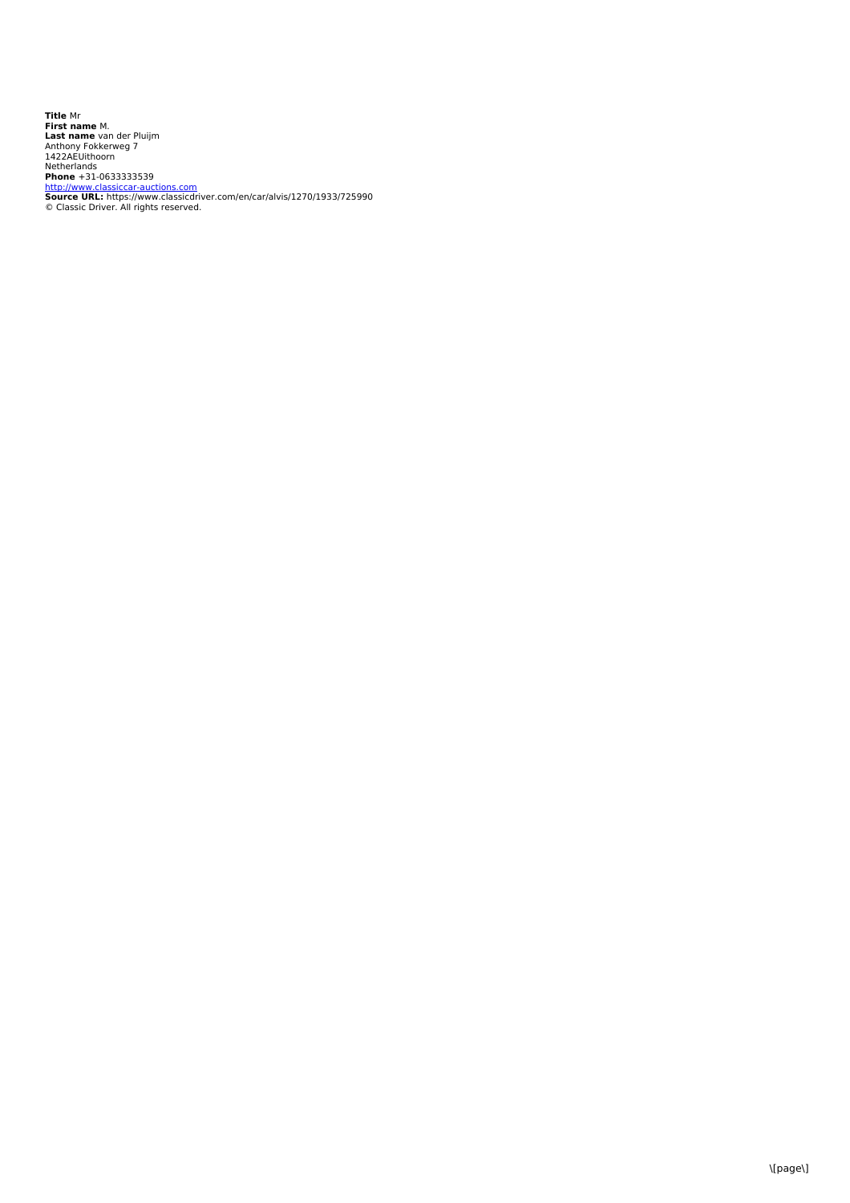**Title** Mr
**First name** M.
**Last name** van der Pluijm
Anthony Fokkerweg 7
1422AEUithoorn
Netherlands
**Phone** +31-0633333539
[http://www.classiccar-auctions.com](http://www.classiccar-auctions.com)
**Source URL:** https://www.classicdriver.com/en/car/alvis/1270/1933/725990
© Classic Driver. All rights reserved.